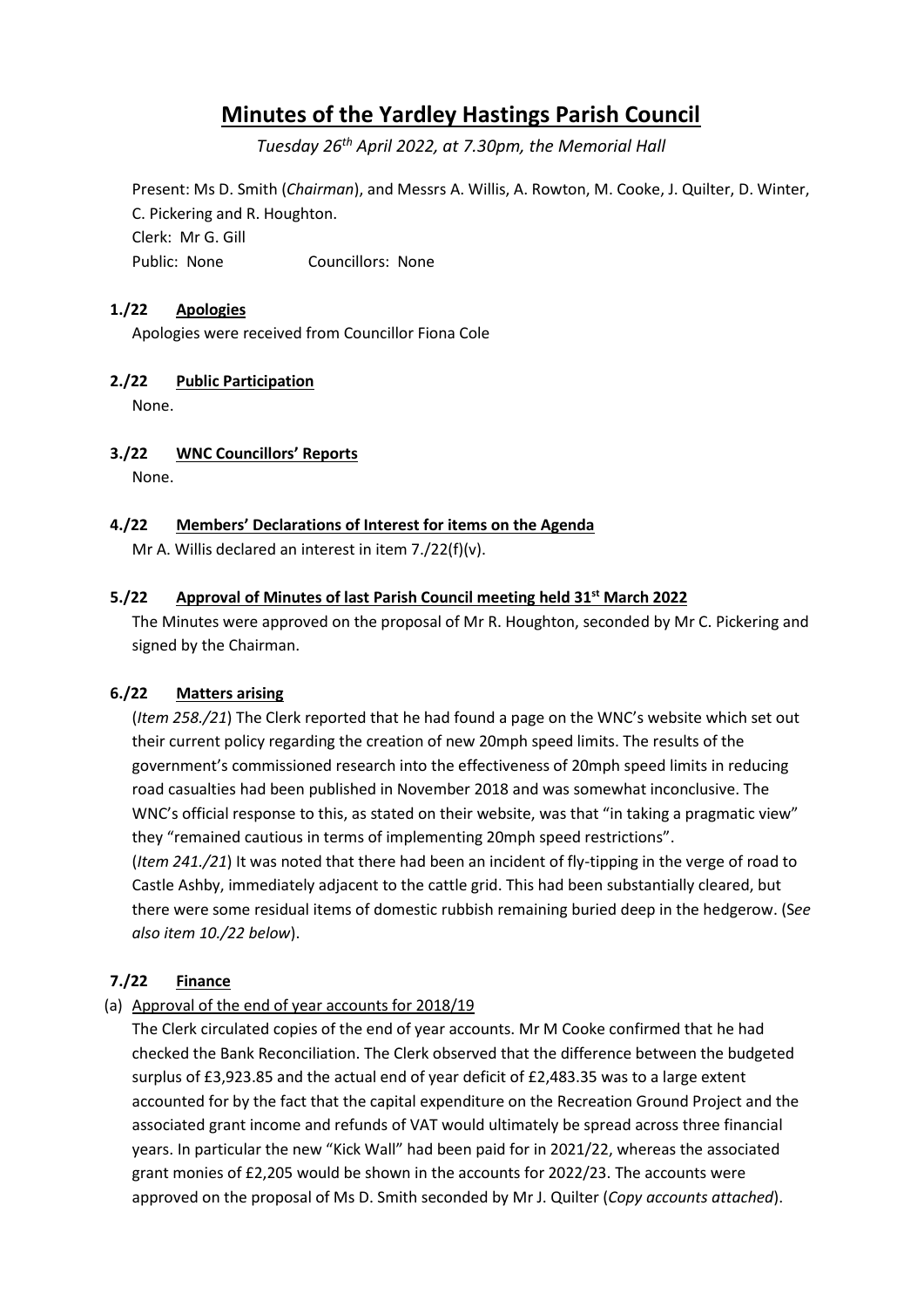# Minutes of the Yardley Hastings Parish Council

*Tuesday 26th April 2022, at 7.30pm, the Memorial Hall*

Present: Ms D. Smith (*Chairman*), and Messrs A. Willis, A. Rowton, M. Cooke, J. Quilter, D. Winter, C. Pickering and R. Houghton.
Clerk: Mr G. Gill
Public: None Councillors: None

**1./22 Apologies**

Apologies were received from Councillor Fiona Cole

**2./22 Public Participation**

None.

**3./22 WNC Councillors' Reports**

None.

**4./22 Members' Declarations of Interest for items on the Agenda**

Mr A. Willis declared an interest in item 7./22(f)(v).

**5./22 Approval of Minutes of last Parish Council meeting held 31st March 2022**

The Minutes were approved on the proposal of Mr R. Houghton, seconded by Mr C. Pickering and signed by the Chairman.

**6./22 Matters arising**

(*Item 258./21*) The Clerk reported that he had found a page on the WNC's website which set out their current policy regarding the creation of new 20mph speed limits. The results of the government's commissioned research into the effectiveness of 20mph speed limits in reducing road casualties had been published in November 2018 and was somewhat inconclusive. The WNC's official response to this, as stated on their website, was that "in taking a pragmatic view" they "remained cautious in terms of implementing 20mph speed restrictions".

(*Item 241./21*) It was noted that there had been an incident of fly-tipping in the verge of road to Castle Ashby, immediately adjacent to the cattle grid. This had been substantially cleared, but there were some residual items of domestic rubbish remaining buried deep in the hedgerow. (*See also item 10./22 below*).

**7./22 Finance**

(a) Approval of the end of year accounts for 2018/19

The Clerk circulated copies of the end of year accounts. Mr M Cooke confirmed that he had checked the Bank Reconciliation. The Clerk observed that the difference between the budgeted surplus of £3,923.85 and the actual end of year deficit of £2,483.35 was to a large extent accounted for by the fact that the capital expenditure on the Recreation Ground Project and the associated grant income and refunds of VAT would ultimately be spread across three financial years. In particular the new "Kick Wall" had been paid for in 2021/22, whereas the associated grant monies of £2,205 would be shown in the accounts for 2022/23. The accounts were approved on the proposal of Ms D. Smith seconded by Mr J. Quilter (*Copy accounts attached*).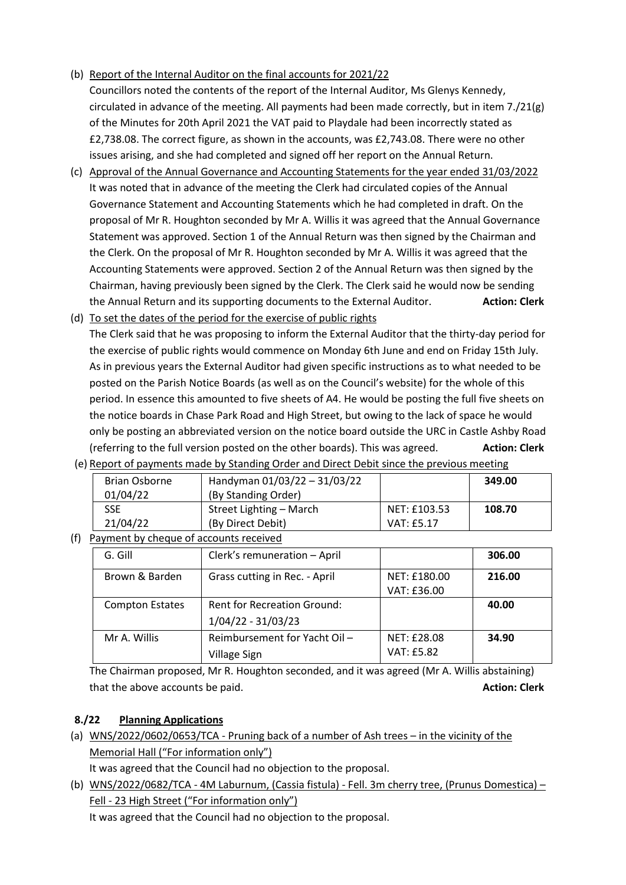(b) Report of the Internal Auditor on the final accounts for 2021/22

Councillors noted the contents of the report of the Internal Auditor, Ms Glenys Kennedy, circulated in advance of the meeting. All payments had been made correctly, but in item 7./21(g) of the Minutes for 20th April 2021 the VAT paid to Playdale had been incorrectly stated as £2,738.08. The correct figure, as shown in the accounts, was £2,743.08. There were no other issues arising, and she had completed and signed off her report on the Annual Return.

(c) Approval of the Annual Governance and Accounting Statements for the year ended 31/03/2022

It was noted that in advance of the meeting the Clerk had circulated copies of the Annual Governance Statement and Accounting Statements which he had completed in draft. On the proposal of Mr R. Houghton seconded by Mr A. Willis it was agreed that the Annual Governance Statement was approved. Section 1 of the Annual Return was then signed by the Chairman and the Clerk. On the proposal of Mr R. Houghton seconded by Mr A. Willis it was agreed that the Accounting Statements were approved. Section 2 of the Annual Return was then signed by the Chairman, having previously been signed by the Clerk. The Clerk said he would now be sending the Annual Return and its supporting documents to the External Auditor. **Action: Clerk**

(d) To set the dates of the period for the exercise of public rights

The Clerk said that he was proposing to inform the External Auditor that the thirty-day period for the exercise of public rights would commence on Monday 6th June and end on Friday 15th July. As in previous years the External Auditor had given specific instructions as to what needed to be posted on the Parish Notice Boards (as well as on the Council's website) for the whole of this period. In essence this amounted to five sheets of A4. He would be posting the full five sheets on the notice boards in Chase Park Road and High Street, but owing to the lack of space he would only be posting an abbreviated version on the notice board outside the URC in Castle Ashby Road (referring to the full version posted on the other boards). This was agreed. **Action: Clerk**

(e) Report of payments made by Standing Order and Direct Debit since the previous meeting

| | | | |
|---|---|---|---|
| Brian Osborne<br>01/04/22 | Handyman 01/03/22 – 31/03/22<br>(By Standing Order) | | **349.00** |
| SSE<br>21/04/22 | Street Lighting – March<br>(By Direct Debit) | NET: £103.53<br>VAT: £5.17 | **108.70** |

(f) Payment by cheque of accounts received

| | | | |
|---|---|---|---|
| G. Gill | Clerk's remuneration – April | | **306.00** |
| Brown & Barden | Grass cutting in Rec. - April | NET: £180.00<br>VAT: £36.00 | **216.00** |
| Compton Estates | Rent for Recreation Ground:<br>1/04/22 - 31/03/23 | | **40.00** |
| Mr A. Willis | Reimbursement for Yacht Oil –<br>Village Sign | NET: £28.08<br>VAT: £5.82 | **34.90** |

The Chairman proposed, Mr R. Houghton seconded, and it was agreed (Mr A. Willis abstaining) that the above accounts be paid. **Action: Clerk**

## 8./22 Planning Applications

(a) WNS/2022/0602/0653/TCA - Pruning back of a number of Ash trees – in the vicinity of the Memorial Hall ("For information only")

It was agreed that the Council had no objection to the proposal.

(b) WNS/2022/0682/TCA - 4M Laburnum, (Cassia fistula) - Fell. 3m cherry tree, (Prunus Domestica) – Fell - 23 High Street ("For information only")

It was agreed that the Council had no objection to the proposal.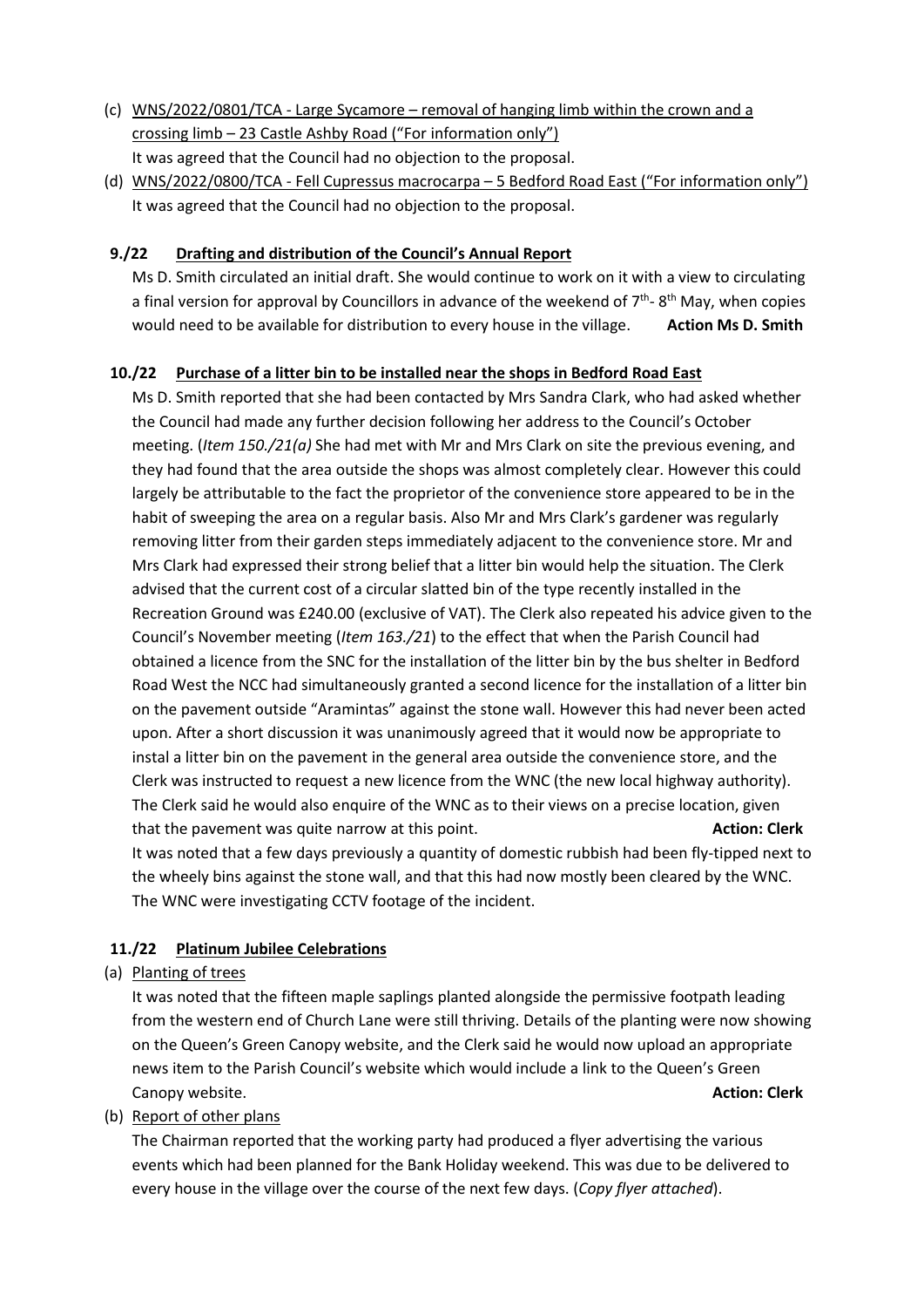(c) WNS/2022/0801/TCA - Large Sycamore – removal of hanging limb within the crown and a crossing limb – 23 Castle Ashby Road ("For information only")
It was agreed that the Council had no objection to the proposal.

(d) WNS/2022/0800/TCA - Fell Cupressus macrocarpa – 5 Bedford Road East ("For information only")
It was agreed that the Council had no objection to the proposal.

**9./22 Drafting and distribution of the Council's Annual Report**

Ms D. Smith circulated an initial draft. She would continue to work on it with a view to circulating a final version for approval by Councillors in advance of the weekend of 7th- 8th May, when copies would need to be available for distribution to every house in the village. **Action Ms D. Smith**

**10./22 Purchase of a litter bin to be installed near the shops in Bedford Road East**

Ms D. Smith reported that she had been contacted by Mrs Sandra Clark, who had asked whether the Council had made any further decision following her address to the Council's October meeting. (*Item 150./21(a)* She had met with Mr and Mrs Clark on site the previous evening, and they had found that the area outside the shops was almost completely clear. However this could largely be attributable to the fact the proprietor of the convenience store appeared to be in the habit of sweeping the area on a regular basis. Also Mr and Mrs Clark's gardener was regularly removing litter from their garden steps immediately adjacent to the convenience store. Mr and Mrs Clark had expressed their strong belief that a litter bin would help the situation. The Clerk advised that the current cost of a circular slatted bin of the type recently installed in the Recreation Ground was £240.00 (exclusive of VAT). The Clerk also repeated his advice given to the Council's November meeting (*Item 163./21*) to the effect that when the Parish Council had obtained a licence from the SNC for the installation of the litter bin by the bus shelter in Bedford Road West the NCC had simultaneously granted a second licence for the installation of a litter bin on the pavement outside "Aramintas" against the stone wall. However this had never been acted upon. After a short discussion it was unanimously agreed that it would now be appropriate to instal a litter bin on the pavement in the general area outside the convenience store, and the Clerk was instructed to request a new licence from the WNC (the new local highway authority). The Clerk said he would also enquire of the WNC as to their views on a precise location, given that the pavement was quite narrow at this point. **Action: Clerk**

It was noted that a few days previously a quantity of domestic rubbish had been fly-tipped next to the wheely bins against the stone wall, and that this had now mostly been cleared by the WNC. The WNC were investigating CCTV footage of the incident.

**11./22 Platinum Jubilee Celebrations**

(a) Planting of trees

It was noted that the fifteen maple saplings planted alongside the permissive footpath leading from the western end of Church Lane were still thriving. Details of the planting were now showing on the Queen's Green Canopy website, and the Clerk said he would now upload an appropriate news item to the Parish Council's website which would include a link to the Queen's Green Canopy website. **Action: Clerk**

(b) Report of other plans

The Chairman reported that the working party had produced a flyer advertising the various events which had been planned for the Bank Holiday weekend. This was due to be delivered to every house in the village over the course of the next few days. (*Copy flyer attached*).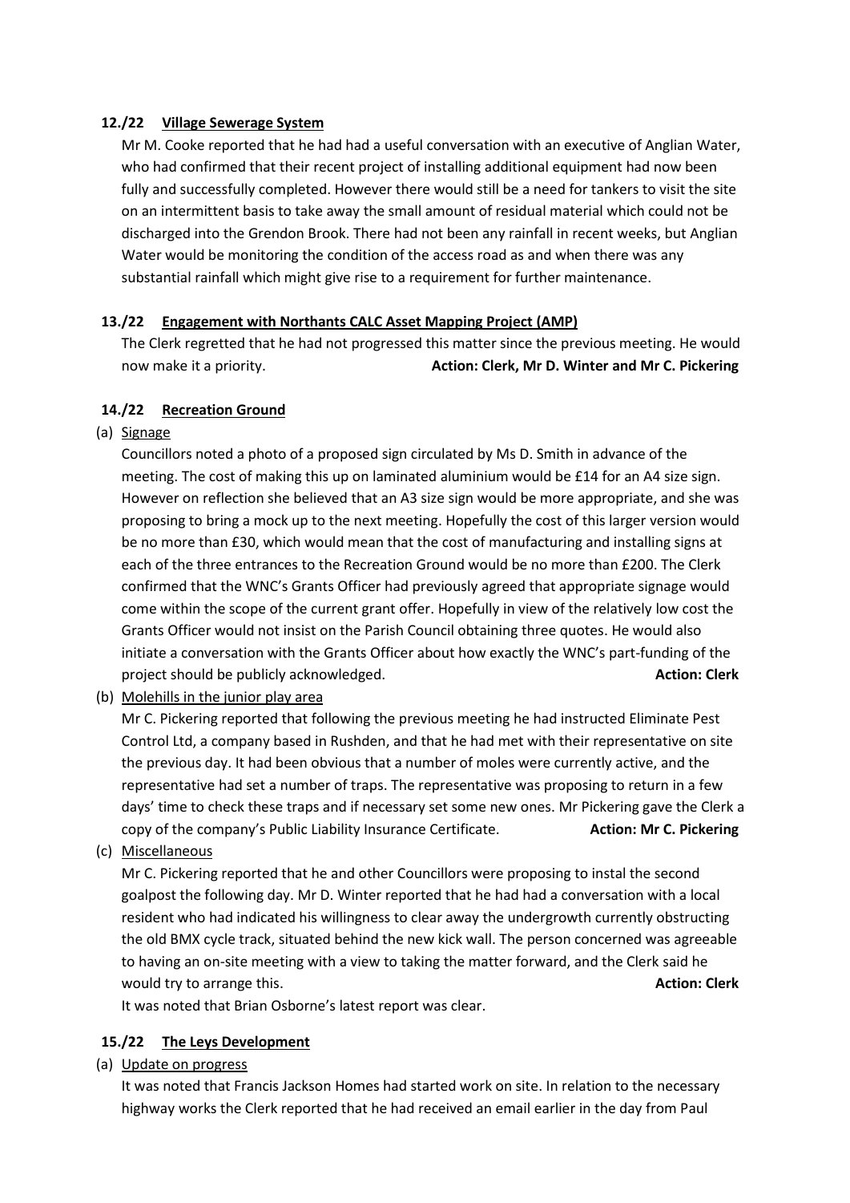**12./22 Village Sewerage System**

Mr M. Cooke reported that he had had a useful conversation with an executive of Anglian Water, who had confirmed that their recent project of installing additional equipment had now been fully and successfully completed. However there would still be a need for tankers to visit the site on an intermittent basis to take away the small amount of residual material which could not be discharged into the Grendon Brook. There had not been any rainfall in recent weeks, but Anglian Water would be monitoring the condition of the access road as and when there was any substantial rainfall which might give rise to a requirement for further maintenance.

**13./22 Engagement with Northants CALC Asset Mapping Project (AMP)**

The Clerk regretted that he had not progressed this matter since the previous meeting. He would now make it a priority. **Action: Clerk, Mr D. Winter and Mr C. Pickering**

**14./22 Recreation Ground**

(a) Signage

Councillors noted a photo of a proposed sign circulated by Ms D. Smith in advance of the meeting. The cost of making this up on laminated aluminium would be £14 for an A4 size sign. However on reflection she believed that an A3 size sign would be more appropriate, and she was proposing to bring a mock up to the next meeting. Hopefully the cost of this larger version would be no more than £30, which would mean that the cost of manufacturing and installing signs at each of the three entrances to the Recreation Ground would be no more than £200. The Clerk confirmed that the WNC's Grants Officer had previously agreed that appropriate signage would come within the scope of the current grant offer. Hopefully in view of the relatively low cost the Grants Officer would not insist on the Parish Council obtaining three quotes. He would also initiate a conversation with the Grants Officer about how exactly the WNC's part-funding of the project should be publicly acknowledged. **Action: Clerk**

(b) Molehills in the junior play area

Mr C. Pickering reported that following the previous meeting he had instructed Eliminate Pest Control Ltd, a company based in Rushden, and that he had met with their representative on site the previous day. It had been obvious that a number of moles were currently active, and the representative had set a number of traps. The representative was proposing to return in a few days' time to check these traps and if necessary set some new ones. Mr Pickering gave the Clerk a copy of the company's Public Liability Insurance Certificate. **Action: Mr C. Pickering**

(c) Miscellaneous

Mr C. Pickering reported that he and other Councillors were proposing to instal the second goalpost the following day. Mr D. Winter reported that he had had a conversation with a local resident who had indicated his willingness to clear away the undergrowth currently obstructing the old BMX cycle track, situated behind the new kick wall. The person concerned was agreeable to having an on-site meeting with a view to taking the matter forward, and the Clerk said he would try to arrange this. **Action: Clerk**

It was noted that Brian Osborne's latest report was clear.

**15./22 The Leys Development**

(a) Update on progress

It was noted that Francis Jackson Homes had started work on site. In relation to the necessary highway works the Clerk reported that he had received an email earlier in the day from Paul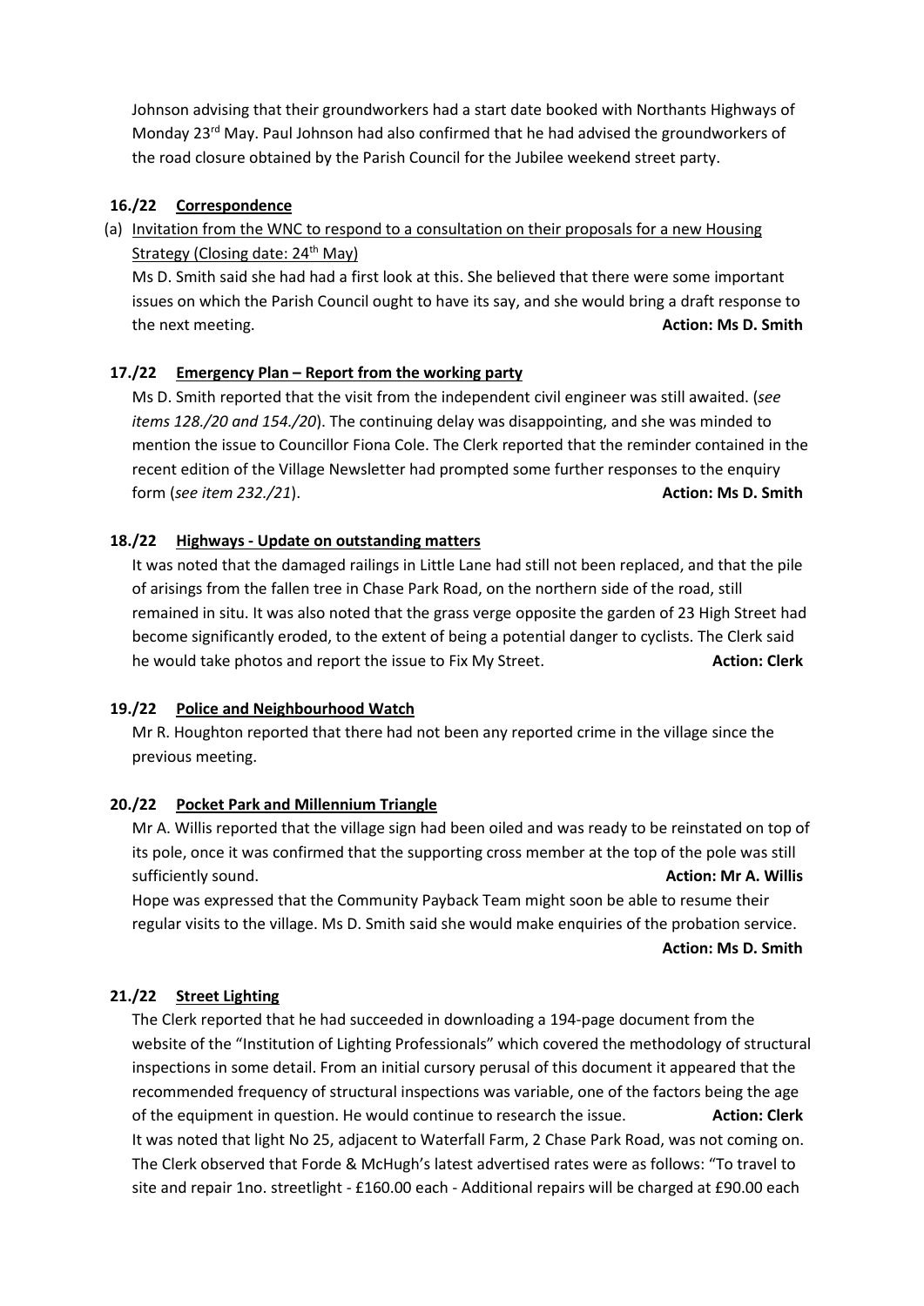Johnson advising that their groundworkers had a start date booked with Northants Highways of Monday 23rd May. Paul Johnson had also confirmed that he had advised the groundworkers of the road closure obtained by the Parish Council for the Jubilee weekend street party.

### 16./22 Correspondence

(a) Invitation from the WNC to respond to a consultation on their proposals for a new Housing Strategy (Closing date: 24th May)

Ms D. Smith said she had had a first look at this. She believed that there were some important issues on which the Parish Council ought to have its say, and she would bring a draft response to the next meeting. **Action: Ms D. Smith**

### 17./22 Emergency Plan – Report from the working party

Ms D. Smith reported that the visit from the independent civil engineer was still awaited. (*see items 128./20 and 154./20*). The continuing delay was disappointing, and she was minded to mention the issue to Councillor Fiona Cole. The Clerk reported that the reminder contained in the recent edition of the Village Newsletter had prompted some further responses to the enquiry form (*see item 232./21*). **Action: Ms D. Smith**

### 18./22 Highways - Update on outstanding matters

It was noted that the damaged railings in Little Lane had still not been replaced, and that the pile of arisings from the fallen tree in Chase Park Road, on the northern side of the road, still remained in situ. It was also noted that the grass verge opposite the garden of 23 High Street had become significantly eroded, to the extent of being a potential danger to cyclists. The Clerk said he would take photos and report the issue to Fix My Street. **Action: Clerk**

### 19./22 Police and Neighbourhood Watch

Mr R. Houghton reported that there had not been any reported crime in the village since the previous meeting.

### 20./22 Pocket Park and Millennium Triangle

Mr A. Willis reported that the village sign had been oiled and was ready to be reinstated on top of its pole, once it was confirmed that the supporting cross member at the top of the pole was still sufficiently sound. **Action: Mr A. Willis**

Hope was expressed that the Community Payback Team might soon be able to resume their regular visits to the village. Ms D. Smith said she would make enquiries of the probation service. **Action: Ms D. Smith**

### 21./22 Street Lighting

The Clerk reported that he had succeeded in downloading a 194-page document from the website of the "Institution of Lighting Professionals" which covered the methodology of structural inspections in some detail. From an initial cursory perusal of this document it appeared that the recommended frequency of structural inspections was variable, one of the factors being the age of the equipment in question. He would continue to research the issue. **Action: Clerk**

It was noted that light No 25, adjacent to Waterfall Farm, 2 Chase Park Road, was not coming on. The Clerk observed that Forde & McHugh's latest advertised rates were as follows: "To travel to site and repair 1no. streetlight - £160.00 each - Additional repairs will be charged at £90.00 each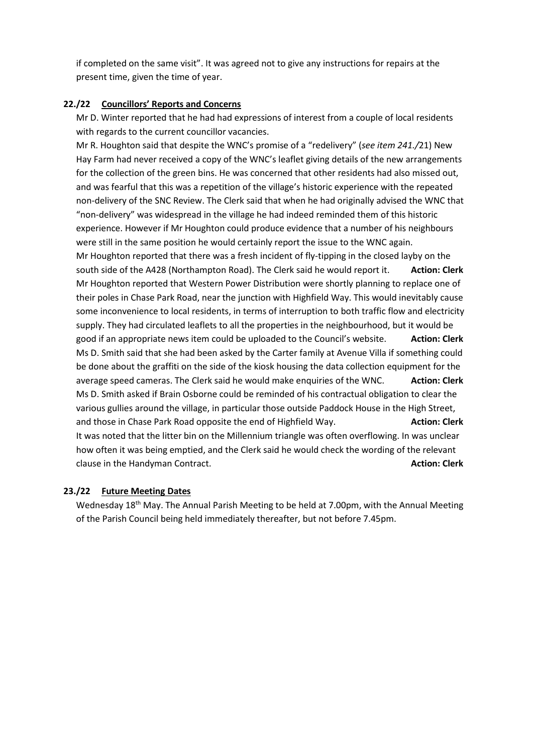if completed on the same visit". It was agreed not to give any instructions for repairs at the present time, given the time of year.

**22./22 Councillors' Reports and Concerns**

Mr D. Winter reported that he had had expressions of interest from a couple of local residents with regards to the current councillor vacancies.

Mr R. Houghton said that despite the WNC's promise of a "redelivery" (*see item 241./*21) New Hay Farm had never received a copy of the WNC's leaflet giving details of the new arrangements for the collection of the green bins. He was concerned that other residents had also missed out, and was fearful that this was a repetition of the village's historic experience with the repeated non-delivery of the SNC Review. The Clerk said that when he had originally advised the WNC that "non-delivery" was widespread in the village he had indeed reminded them of this historic experience. However if Mr Houghton could produce evidence that a number of his neighbours were still in the same position he would certainly report the issue to the WNC again.

Mr Houghton reported that there was a fresh incident of fly-tipping in the closed layby on the south side of the A428 (Northampton Road). The Clerk said he would report it. **Action: Clerk**

Mr Houghton reported that Western Power Distribution were shortly planning to replace one of their poles in Chase Park Road, near the junction with Highfield Way. This would inevitably cause some inconvenience to local residents, in terms of interruption to both traffic flow and electricity supply. They had circulated leaflets to all the properties in the neighbourhood, but it would be good if an appropriate news item could be uploaded to the Council's website. **Action: Clerk**

Ms D. Smith said that she had been asked by the Carter family at Avenue Villa if something could be done about the graffiti on the side of the kiosk housing the data collection equipment for the average speed cameras. The Clerk said he would make enquiries of the WNC. **Action: Clerk**

Ms D. Smith asked if Brain Osborne could be reminded of his contractual obligation to clear the various gullies around the village, in particular those outside Paddock House in the High Street, and those in Chase Park Road opposite the end of Highfield Way. **Action: Clerk**

It was noted that the litter bin on the Millennium triangle was often overflowing. In was unclear how often it was being emptied, and the Clerk said he would check the wording of the relevant clause in the Handyman Contract. **Action: Clerk**

**23./22 Future Meeting Dates**

Wednesday 18th May. The Annual Parish Meeting to be held at 7.00pm, with the Annual Meeting of the Parish Council being held immediately thereafter, but not before 7.45pm.